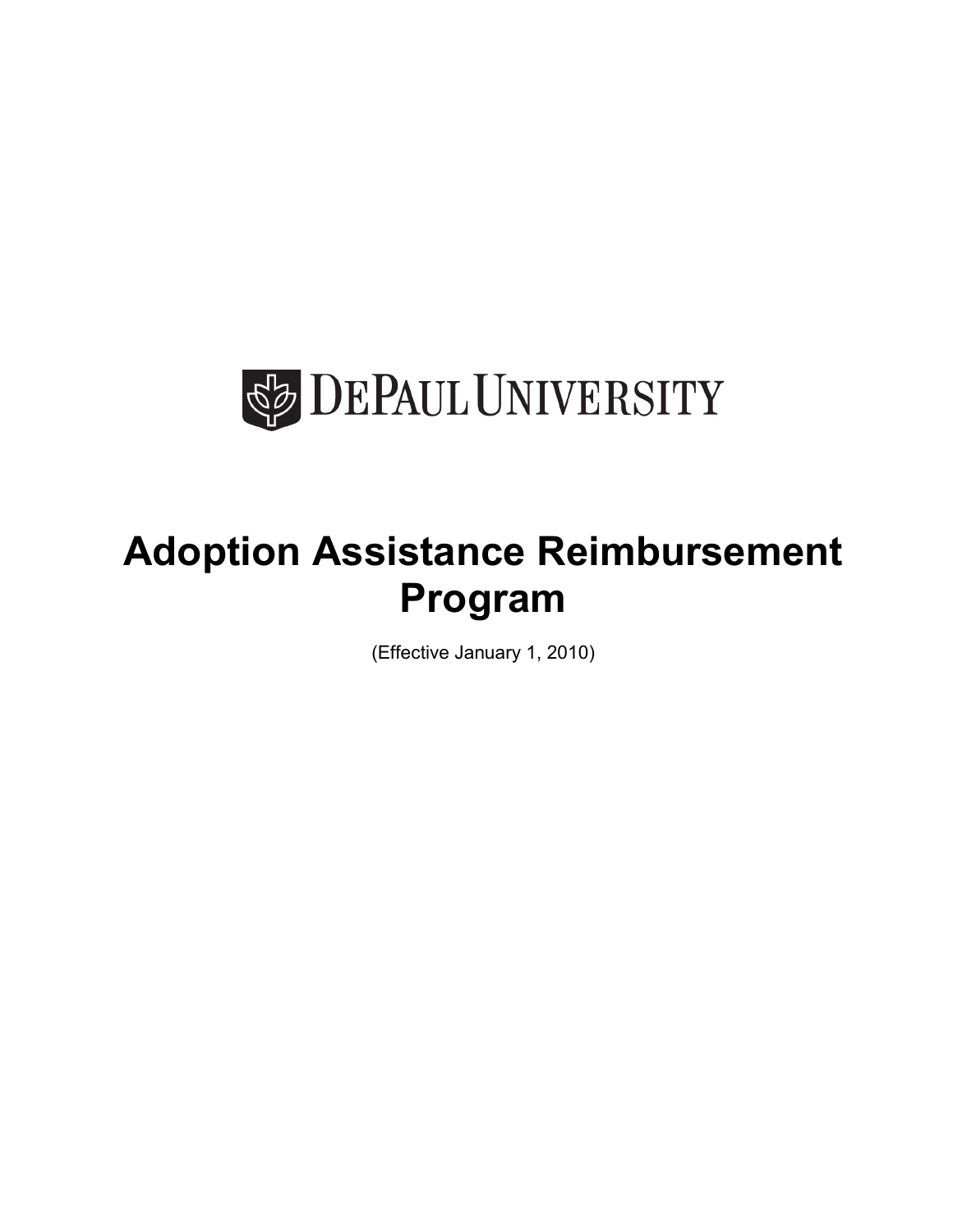DEPAUL UNIVERSITY

# Adoption Assistance Reimbursement Program

(Effective January 1, 2010)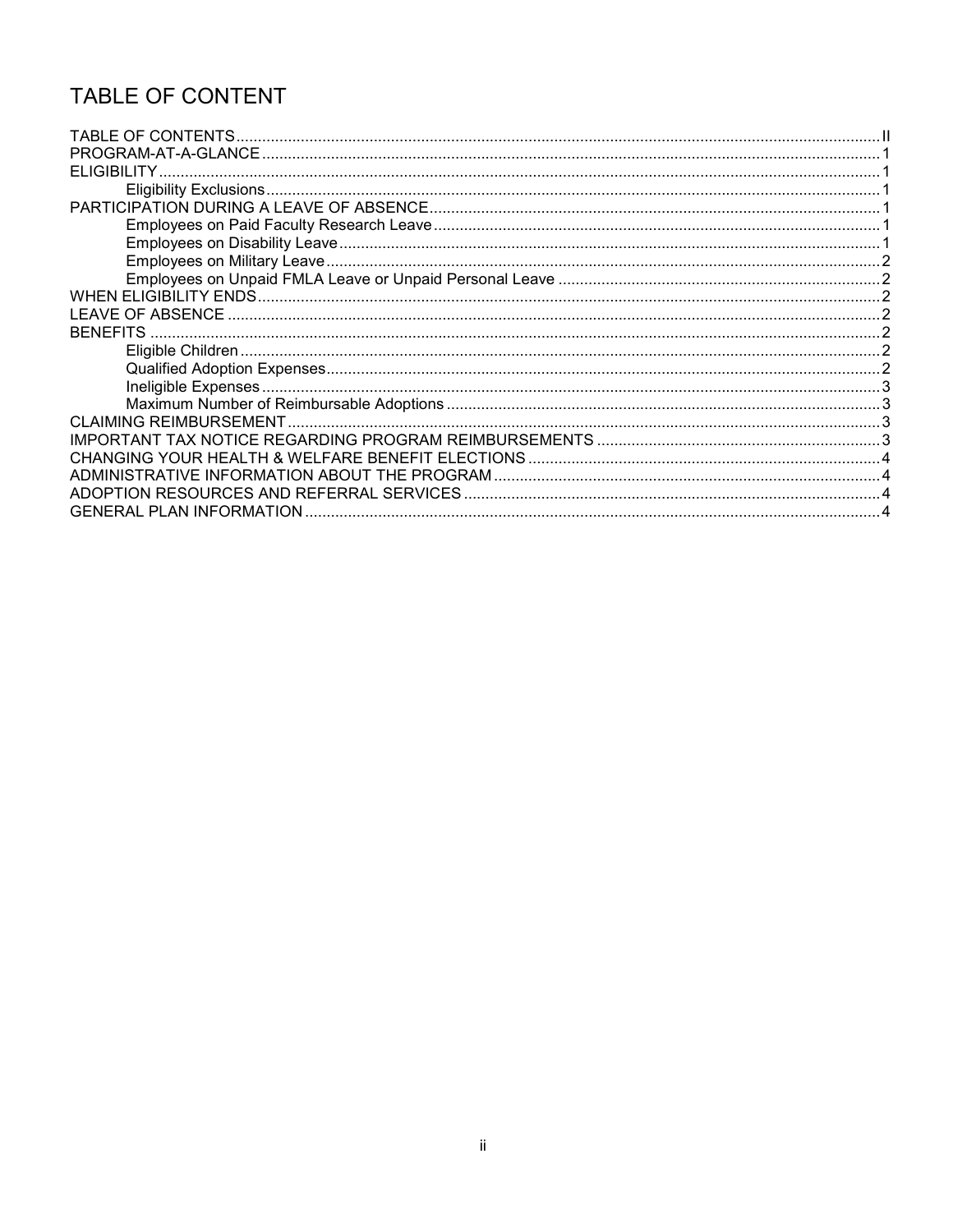# TABLE OF CONTENT

- TABLE OF CONTENTS .......... II
- PROGRAM-AT-A-GLANCE .......... 1
- ELIGIBILITY .......... 1
  - Eligibility Exclusions .......... 1
- PARTICIPATION DURING A LEAVE OF ABSENCE .......... 1
  - Employees on Paid Faculty Research Leave .......... 1
  - Employees on Disability Leave .......... 1
  - Employees on Military Leave .......... 2
  - Employees on Unpaid FMLA Leave or Unpaid Personal Leave .......... 2
- WHEN ELIGIBILITY ENDS .......... 2
- LEAVE OF ABSENCE .......... 2
- BENEFITS .......... 2
  - Eligible Children .......... 2
  - Qualified Adoption Expenses .......... 2
  - Ineligible Expenses .......... 3
  - Maximum Number of Reimbursable Adoptions .......... 3
- CLAIMING REIMBURSEMENT .......... 3
- IMPORTANT TAX NOTICE REGARDING PROGRAM REIMBURSEMENTS .......... 3
- CHANGING YOUR HEALTH & WELFARE BENEFIT ELECTIONS .......... 4
- ADMINISTRATIVE INFORMATION ABOUT THE PROGRAM .......... 4
- ADOPTION RESOURCES AND REFERRAL SERVICES .......... 4
- GENERAL PLAN INFORMATION .......... 4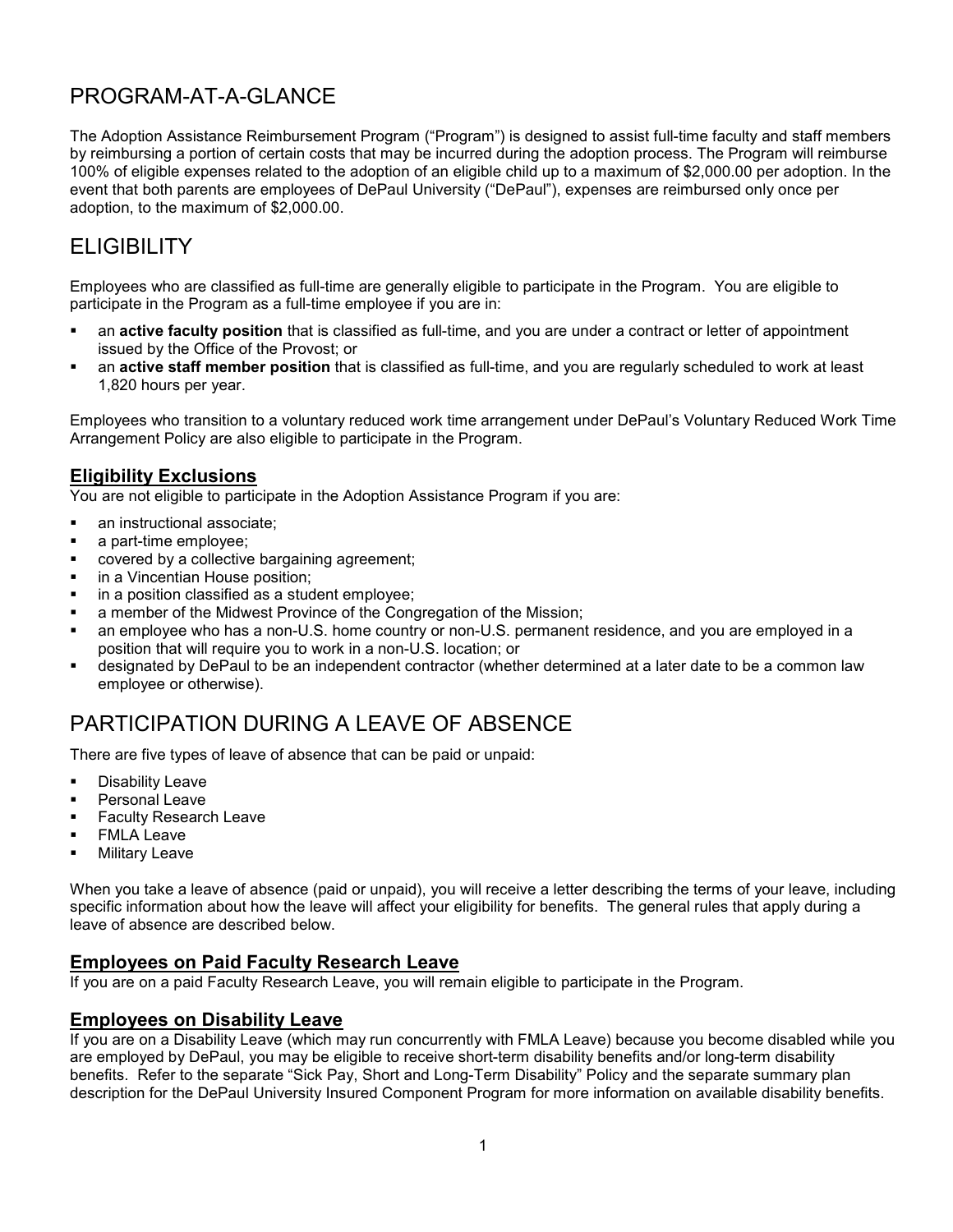# PROGRAM-AT-A-GLANCE

The Adoption Assistance Reimbursement Program ("Program") is designed to assist full-time faculty and staff members by reimbursing a portion of certain costs that may be incurred during the adoption process. The Program will reimburse 100% of eligible expenses related to the adoption of an eligible child up to a maximum of $2,000.00 per adoption. In the event that both parents are employees of DePaul University ("DePaul"), expenses are reimbursed only once per adoption, to the maximum of $2,000.00.

# ELIGIBILITY

Employees who are classified as full-time are generally eligible to participate in the Program. You are eligible to participate in the Program as a full-time employee if you are in:

- an **active faculty position** that is classified as full-time, and you are under a contract or letter of appointment issued by the Office of the Provost; or
- an **active staff member position** that is classified as full-time, and you are regularly scheduled to work at least 1,820 hours per year.

Employees who transition to a voluntary reduced work time arrangement under DePaul's Voluntary Reduced Work Time Arrangement Policy are also eligible to participate in the Program.

## Eligibility Exclusions

You are not eligible to participate in the Adoption Assistance Program if you are:

- an instructional associate;
- a part-time employee;
- covered by a collective bargaining agreement;
- in a Vincentian House position;
- in a position classified as a student employee;
- a member of the Midwest Province of the Congregation of the Mission;
- an employee who has a non-U.S. home country or non-U.S. permanent residence, and you are employed in a position that will require you to work in a non-U.S. location; or
- designated by DePaul to be an independent contractor (whether determined at a later date to be a common law employee or otherwise).

# PARTICIPATION DURING A LEAVE OF ABSENCE

There are five types of leave of absence that can be paid or unpaid:

- Disability Leave
- Personal Leave
- Faculty Research Leave
- FMLA Leave
- Military Leave

When you take a leave of absence (paid or unpaid), you will receive a letter describing the terms of your leave, including specific information about how the leave will affect your eligibility for benefits. The general rules that apply during a leave of absence are described below.

## Employees on Paid Faculty Research Leave

If you are on a paid Faculty Research Leave, you will remain eligible to participate in the Program.

## Employees on Disability Leave

If you are on a Disability Leave (which may run concurrently with FMLA Leave) because you become disabled while you are employed by DePaul, you may be eligible to receive short-term disability benefits and/or long-term disability benefits. Refer to the separate "Sick Pay, Short and Long-Term Disability" Policy and the separate summary plan description for the DePaul University Insured Component Program for more information on available disability benefits.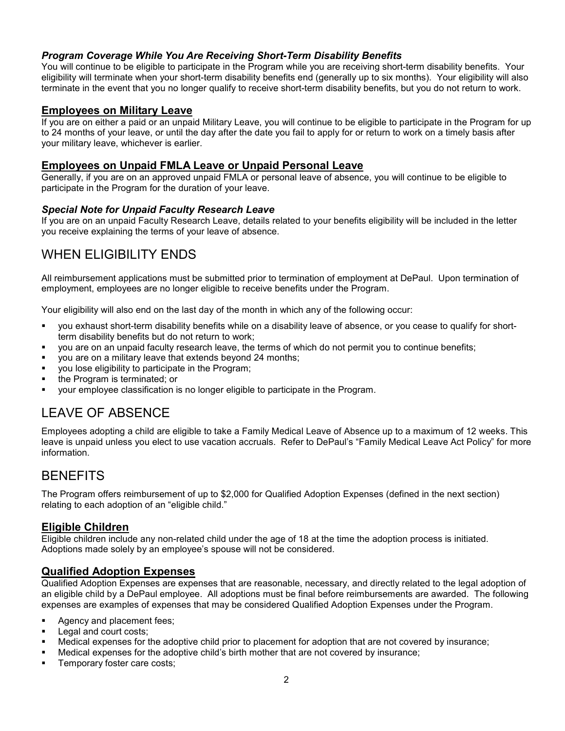### *Program Coverage While You Are Receiving Short-Term Disability Benefits*

You will continue to be eligible to participate in the Program while you are receiving short-term disability benefits. Your eligibility will terminate when your short-term disability benefits end (generally up to six months). Your eligibility will also terminate in the event that you no longer qualify to receive short-term disability benefits, but you do not return to work.

### Employees on Military Leave

If you are on either a paid or an unpaid Military Leave, you will continue to be eligible to participate in the Program for up to 24 months of your leave, or until the day after the date you fail to apply for or return to work on a timely basis after your military leave, whichever is earlier.

### Employees on Unpaid FMLA Leave or Unpaid Personal Leave

Generally, if you are on an approved unpaid FMLA or personal leave of absence, you will continue to be eligible to participate in the Program for the duration of your leave.

### *Special Note for Unpaid Faculty Research Leave*

If you are on an unpaid Faculty Research Leave, details related to your benefits eligibility will be included in the letter you receive explaining the terms of your leave of absence.

## WHEN ELIGIBILITY ENDS

All reimbursement applications must be submitted prior to termination of employment at DePaul. Upon termination of employment, employees are no longer eligible to receive benefits under the Program.

Your eligibility will also end on the last day of the month in which any of the following occur:

- you exhaust short-term disability benefits while on a disability leave of absence, or you cease to qualify for short-term disability benefits but do not return to work;
- you are on an unpaid faculty research leave, the terms of which do not permit you to continue benefits;
- you are on a military leave that extends beyond 24 months;
- you lose eligibility to participate in the Program;
- the Program is terminated; or
- your employee classification is no longer eligible to participate in the Program.

## LEAVE OF ABSENCE

Employees adopting a child are eligible to take a Family Medical Leave of Absence up to a maximum of 12 weeks. This leave is unpaid unless you elect to use vacation accruals. Refer to DePaul's "Family Medical Leave Act Policy" for more information.

## BENEFITS

The Program offers reimbursement of up to $2,000 for Qualified Adoption Expenses (defined in the next section) relating to each adoption of an "eligible child."

### Eligible Children

Eligible children include any non-related child under the age of 18 at the time the adoption process is initiated. Adoptions made solely by an employee's spouse will not be considered.

### Qualified Adoption Expenses

Qualified Adoption Expenses are expenses that are reasonable, necessary, and directly related to the legal adoption of an eligible child by a DePaul employee. All adoptions must be final before reimbursements are awarded. The following expenses are examples of expenses that may be considered Qualified Adoption Expenses under the Program.

- Agency and placement fees;
- Legal and court costs;
- Medical expenses for the adoptive child prior to placement for adoption that are not covered by insurance;
- Medical expenses for the adoptive child's birth mother that are not covered by insurance;
- Temporary foster care costs;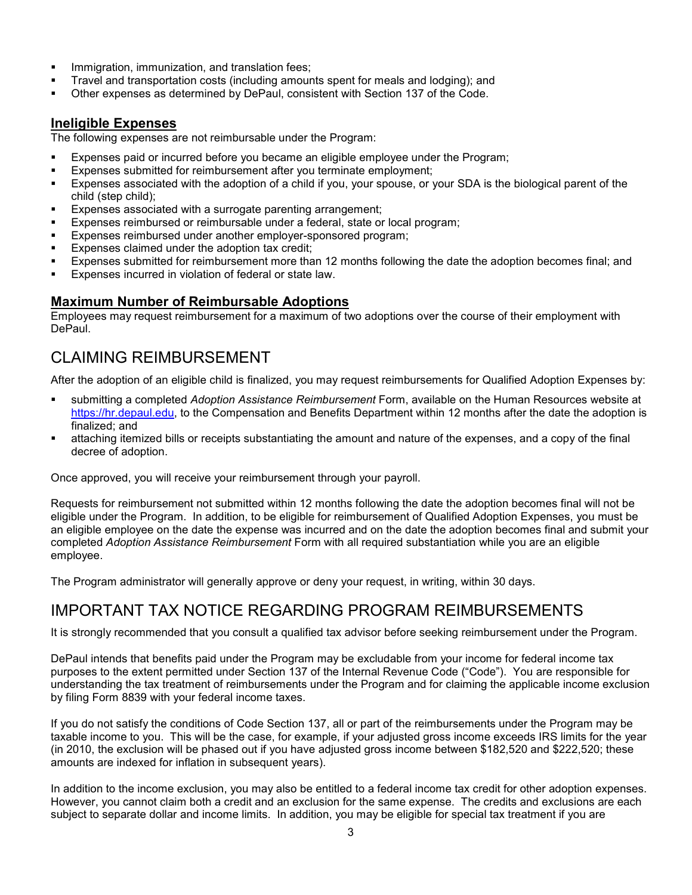- Immigration, immunization, and translation fees;
- Travel and transportation costs (including amounts spent for meals and lodging); and
- Other expenses as determined by DePaul, consistent with Section 137 of the Code.

### Ineligible Expenses

The following expenses are not reimbursable under the Program:

- Expenses paid or incurred before you became an eligible employee under the Program;
- Expenses submitted for reimbursement after you terminate employment;
- Expenses associated with the adoption of a child if you, your spouse, or your SDA is the biological parent of the child (step child);
- Expenses associated with a surrogate parenting arrangement;
- Expenses reimbursed or reimbursable under a federal, state or local program;
- Expenses reimbursed under another employer-sponsored program;
- Expenses claimed under the adoption tax credit;
- Expenses submitted for reimbursement more than 12 months following the date the adoption becomes final; and
- Expenses incurred in violation of federal or state law.

### Maximum Number of Reimbursable Adoptions

Employees may request reimbursement for a maximum of two adoptions over the course of their employment with DePaul.

## CLAIMING REIMBURSEMENT

After the adoption of an eligible child is finalized, you may request reimbursements for Qualified Adoption Expenses by:

- submitting a completed *Adoption Assistance Reimbursement* Form, available on the Human Resources website at https://hr.depaul.edu, to the Compensation and Benefits Department within 12 months after the date the adoption is finalized; and
- attaching itemized bills or receipts substantiating the amount and nature of the expenses, and a copy of the final decree of adoption.

Once approved, you will receive your reimbursement through your payroll.

Requests for reimbursement not submitted within 12 months following the date the adoption becomes final will not be eligible under the Program. In addition, to be eligible for reimbursement of Qualified Adoption Expenses, you must be an eligible employee on the date the expense was incurred and on the date the adoption becomes final and submit your completed *Adoption Assistance Reimbursement* Form with all required substantiation while you are an eligible employee.

The Program administrator will generally approve or deny your request, in writing, within 30 days.

## IMPORTANT TAX NOTICE REGARDING PROGRAM REIMBURSEMENTS

It is strongly recommended that you consult a qualified tax advisor before seeking reimbursement under the Program.

DePaul intends that benefits paid under the Program may be excludable from your income for federal income tax purposes to the extent permitted under Section 137 of the Internal Revenue Code ("Code"). You are responsible for understanding the tax treatment of reimbursements under the Program and for claiming the applicable income exclusion by filing Form 8839 with your federal income taxes.

If you do not satisfy the conditions of Code Section 137, all or part of the reimbursements under the Program may be taxable income to you. This will be the case, for example, if your adjusted gross income exceeds IRS limits for the year (in 2010, the exclusion will be phased out if you have adjusted gross income between $182,520 and $222,520; these amounts are indexed for inflation in subsequent years).

In addition to the income exclusion, you may also be entitled to a federal income tax credit for other adoption expenses. However, you cannot claim both a credit and an exclusion for the same expense. The credits and exclusions are each subject to separate dollar and income limits. In addition, you may be eligible for special tax treatment if you are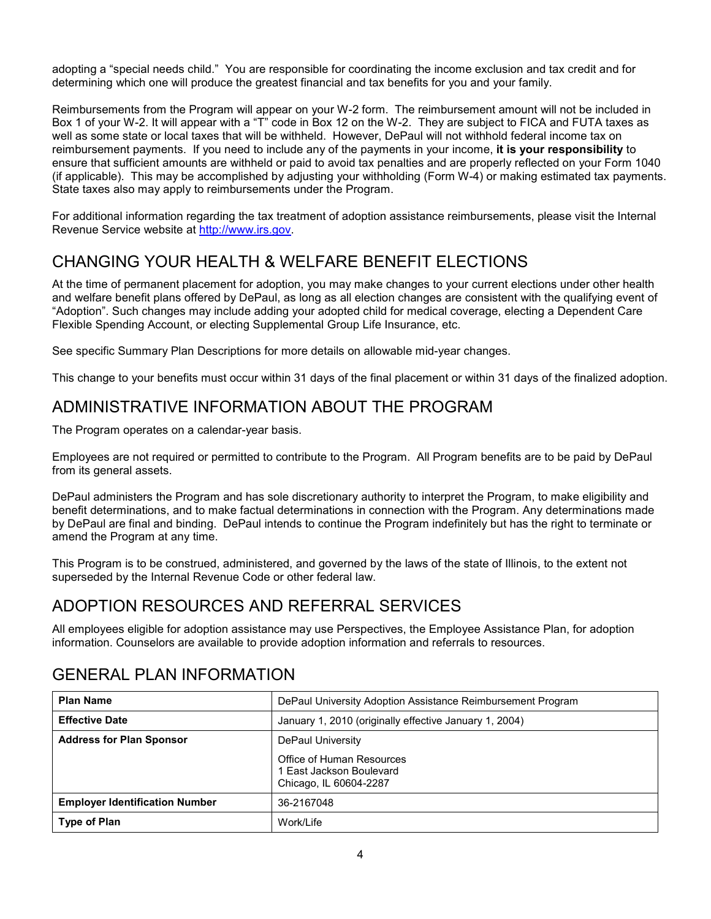adopting a "special needs child." You are responsible for coordinating the income exclusion and tax credit and for determining which one will produce the greatest financial and tax benefits for you and your family.

Reimbursements from the Program will appear on your W-2 form. The reimbursement amount will not be included in Box 1 of your W-2. It will appear with a "T" code in Box 12 on the W-2. They are subject to FICA and FUTA taxes as well as some state or local taxes that will be withheld. However, DePaul will not withhold federal income tax on reimbursement payments. If you need to include any of the payments in your income, **it is your responsibility** to ensure that sufficient amounts are withheld or paid to avoid tax penalties and are properly reflected on your Form 1040 (if applicable). This may be accomplished by adjusting your withholding (Form W-4) or making estimated tax payments. State taxes also may apply to reimbursements under the Program.

For additional information regarding the tax treatment of adoption assistance reimbursements, please visit the Internal Revenue Service website at http://www.irs.gov.

## CHANGING YOUR HEALTH & WELFARE BENEFIT ELECTIONS

At the time of permanent placement for adoption, you may make changes to your current elections under other health and welfare benefit plans offered by DePaul, as long as all election changes are consistent with the qualifying event of "Adoption". Such changes may include adding your adopted child for medical coverage, electing a Dependent Care Flexible Spending Account, or electing Supplemental Group Life Insurance, etc.

See specific Summary Plan Descriptions for more details on allowable mid-year changes.

This change to your benefits must occur within 31 days of the final placement or within 31 days of the finalized adoption.

## ADMINISTRATIVE INFORMATION ABOUT THE PROGRAM

The Program operates on a calendar-year basis.

Employees are not required or permitted to contribute to the Program. All Program benefits are to be paid by DePaul from its general assets.

DePaul administers the Program and has sole discretionary authority to interpret the Program, to make eligibility and benefit determinations, and to make factual determinations in connection with the Program. Any determinations made by DePaul are final and binding. DePaul intends to continue the Program indefinitely but has the right to terminate or amend the Program at any time.

This Program is to be construed, administered, and governed by the laws of the state of Illinois, to the extent not superseded by the Internal Revenue Code or other federal law.

## ADOPTION RESOURCES AND REFERRAL SERVICES

All employees eligible for adoption assistance may use Perspectives, the Employee Assistance Plan, for adoption information. Counselors are available to provide adoption information and referrals to resources.

## GENERAL PLAN INFORMATION

| | |
|---|---|
| **Plan Name** | DePaul University Adoption Assistance Reimbursement Program |
| **Effective Date** | January 1, 2010 (originally effective January 1, 2004) |
| **Address for Plan Sponsor** | DePaul University<br>Office of Human Resources<br>1 East Jackson Boulevard<br>Chicago, IL 60604-2287 |
| **Employer Identification Number** | 36-2167048 |
| **Type of Plan** | Work/Life |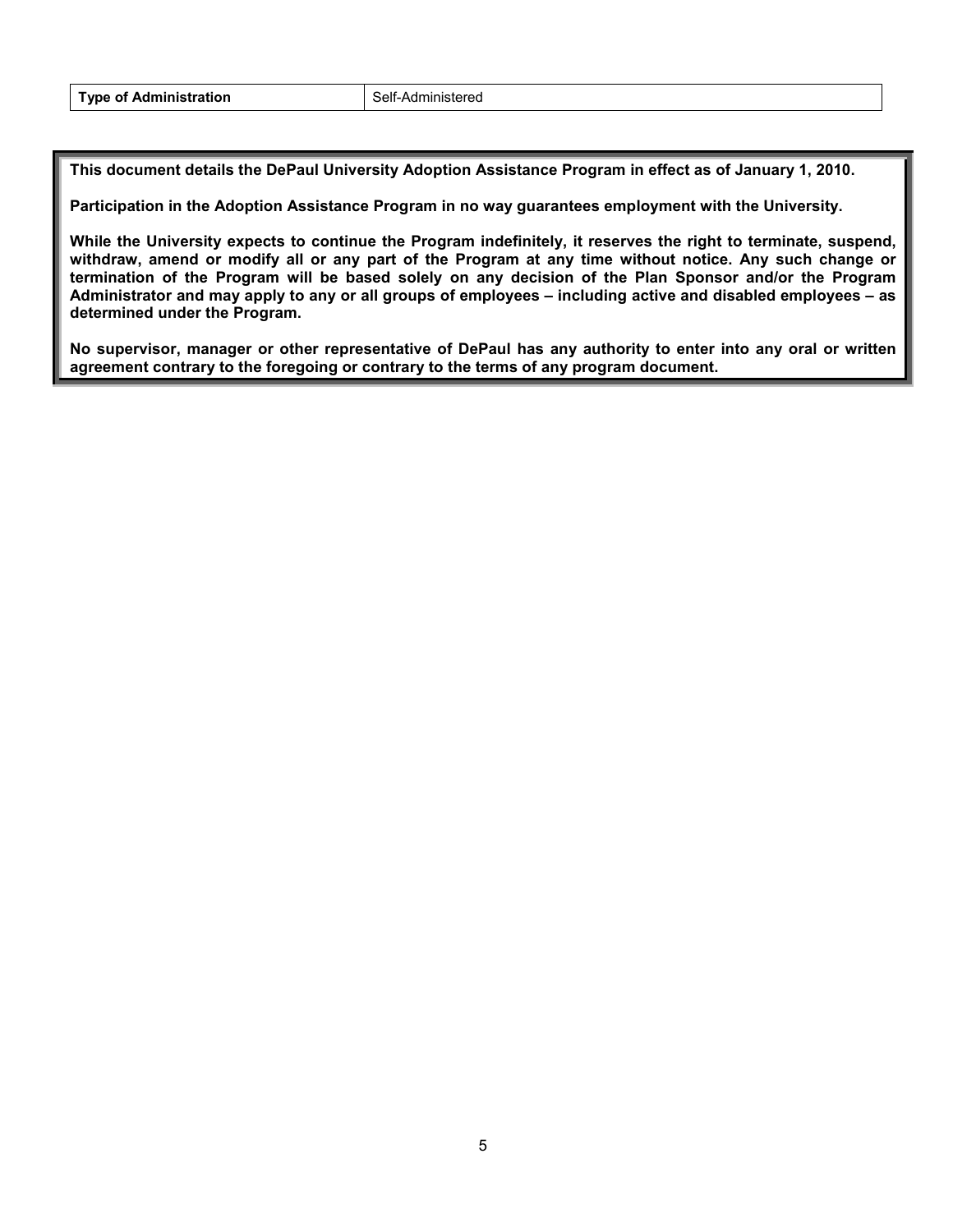| | |
|---|---|
| **Type of Administration** | Self-Administered |

**This document details the DePaul University Adoption Assistance Program in effect as of January 1, 2010.**

**Participation in the Adoption Assistance Program in no way guarantees employment with the University.**

**While the University expects to continue the Program indefinitely, it reserves the right to terminate, suspend, withdraw, amend or modify all or any part of the Program at any time without notice. Any such change or termination of the Program will be based solely on any decision of the Plan Sponsor and/or the Program Administrator and may apply to any or all groups of employees – including active and disabled employees – as determined under the Program.**

**No supervisor, manager or other representative of DePaul has any authority to enter into any oral or written agreement contrary to the foregoing or contrary to the terms of any program document.**